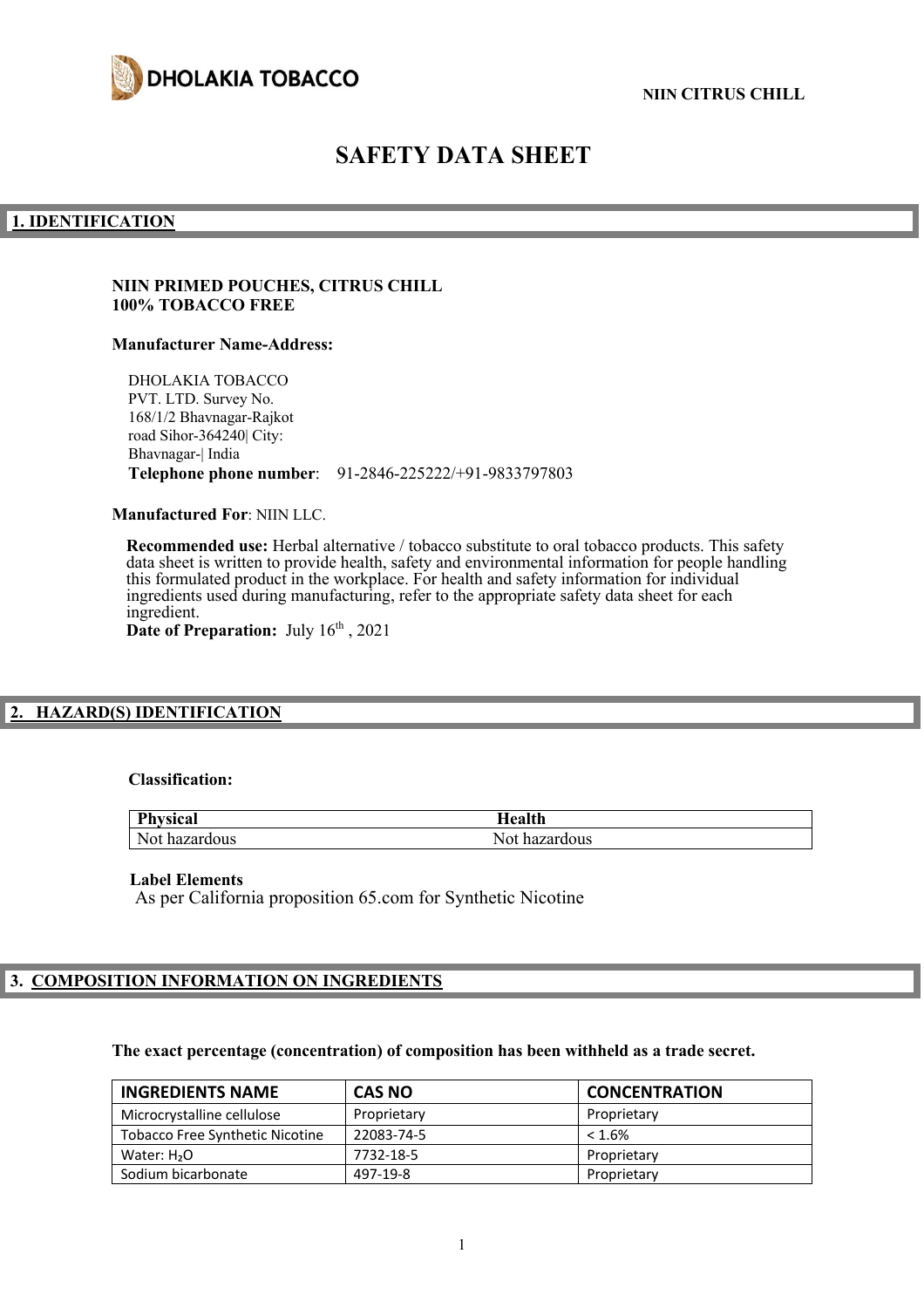DHOLAKIA TOBACCO

NIIN CITRUS CHILL

# SAFETY DATA SHEET

## 1. IDENTIFICATION

**NIIN PRIMED POUCHES, CITRUS CHILL**
**100% TOBACCO FREE**

**Manufacturer Name-Address:**

DHOLAKIA TOBACCO
PVT. LTD. Survey No.
168/1/2 Bhavnagar-Rajkot
road Sihor-364240| City:
Bhavnagar-| India
**Telephone phone number**: 91-2846-225222/+91-9833797803

**Manufactured For**: NIIN LLC.

**Recommended use:** Herbal alternative / tobacco substitute to oral tobacco products. This safety data sheet is written to provide health, safety and environmental information for people handling this formulated product in the workplace. For health and safety information for individual ingredients used during manufacturing, refer to the appropriate safety data sheet for each ingredient.
**Date of Preparation:** July 16th , 2021

## 2. HAZARD(S) IDENTIFICATION

**Classification:**

| Physical | Health |
|---|---|
| Not hazardous | Not hazardous |

**Label Elements**
As per California proposition 65.com for Synthetic Nicotine

## 3. COMPOSITION INFORMATION ON INGREDIENTS

**The exact percentage (concentration) of composition has been withheld as a trade secret.**

| INGREDIENTS NAME | CAS NO | CONCENTRATION |
|---|---|---|
| Microcrystalline cellulose | Proprietary | Proprietary |
| Tobacco Free Synthetic Nicotine | 22083-74-5 | < 1.6% |
| Water: $H_2O$ | 7732-18-5 | Proprietary |
| Sodium bicarbonate | 497-19-8 | Proprietary |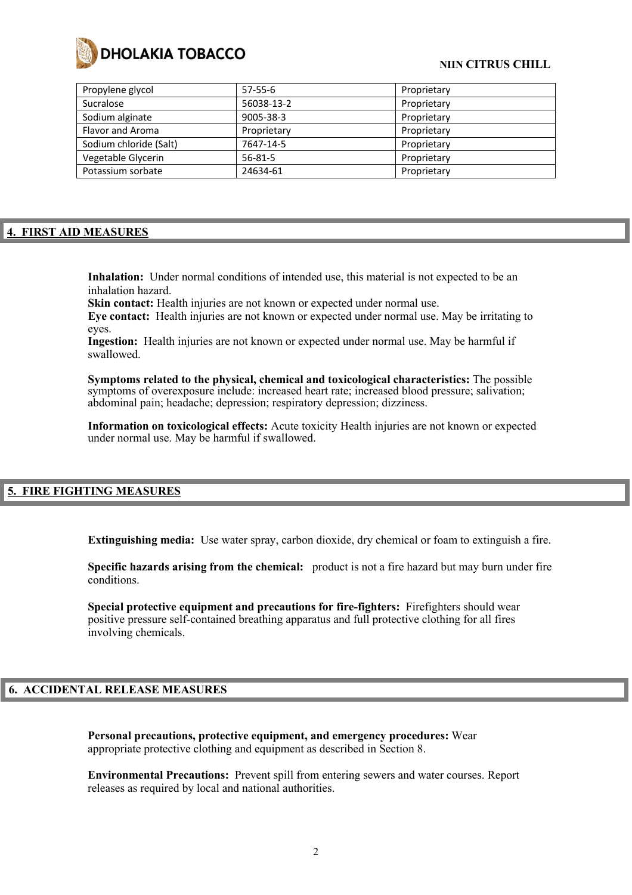| Propylene glycol | 57-55-6 | Proprietary |
|---|---|---|
| Sucralose | 56038-13-2 | Proprietary |
| Sodium alginate | 9005-38-3 | Proprietary |
| Flavor and Aroma | Proprietary | Proprietary |
| Sodium chloride (Salt) | 7647-14-5 | Proprietary |
| Vegetable Glycerin | 56-81-5 | Proprietary |
| Potassium sorbate | 24634-61 | Proprietary |

## 4. FIRST AID MEASURES

**Inhalation:** Under normal conditions of intended use, this material is not expected to be an inhalation hazard.
**Skin contact:** Health injuries are not known or expected under normal use.
**Eye contact:** Health injuries are not known or expected under normal use. May be irritating to eyes.
**Ingestion:** Health injuries are not known or expected under normal use. May be harmful if swallowed.

**Symptoms related to the physical, chemical and toxicological characteristics:** The possible symptoms of overexposure include: increased heart rate; increased blood pressure; salivation; abdominal pain; headache; depression; respiratory depression; dizziness.

**Information on toxicological effects:** Acute toxicity Health injuries are not known or expected under normal use. May be harmful if swallowed.

## 5. FIRE FIGHTING MEASURES

**Extinguishing media:** Use water spray, carbon dioxide, dry chemical or foam to extinguish a fire.

**Specific hazards arising from the chemical:** product is not a fire hazard but may burn under fire conditions.

**Special protective equipment and precautions for fire-fighters:** Firefighters should wear positive pressure self-contained breathing apparatus and full protective clothing for all fires involving chemicals.

## 6. ACCIDENTAL RELEASE MEASURES

**Personal precautions, protective equipment, and emergency procedures:** Wear appropriate protective clothing and equipment as described in Section 8.

**Environmental Precautions:** Prevent spill from entering sewers and water courses. Report releases as required by local and national authorities.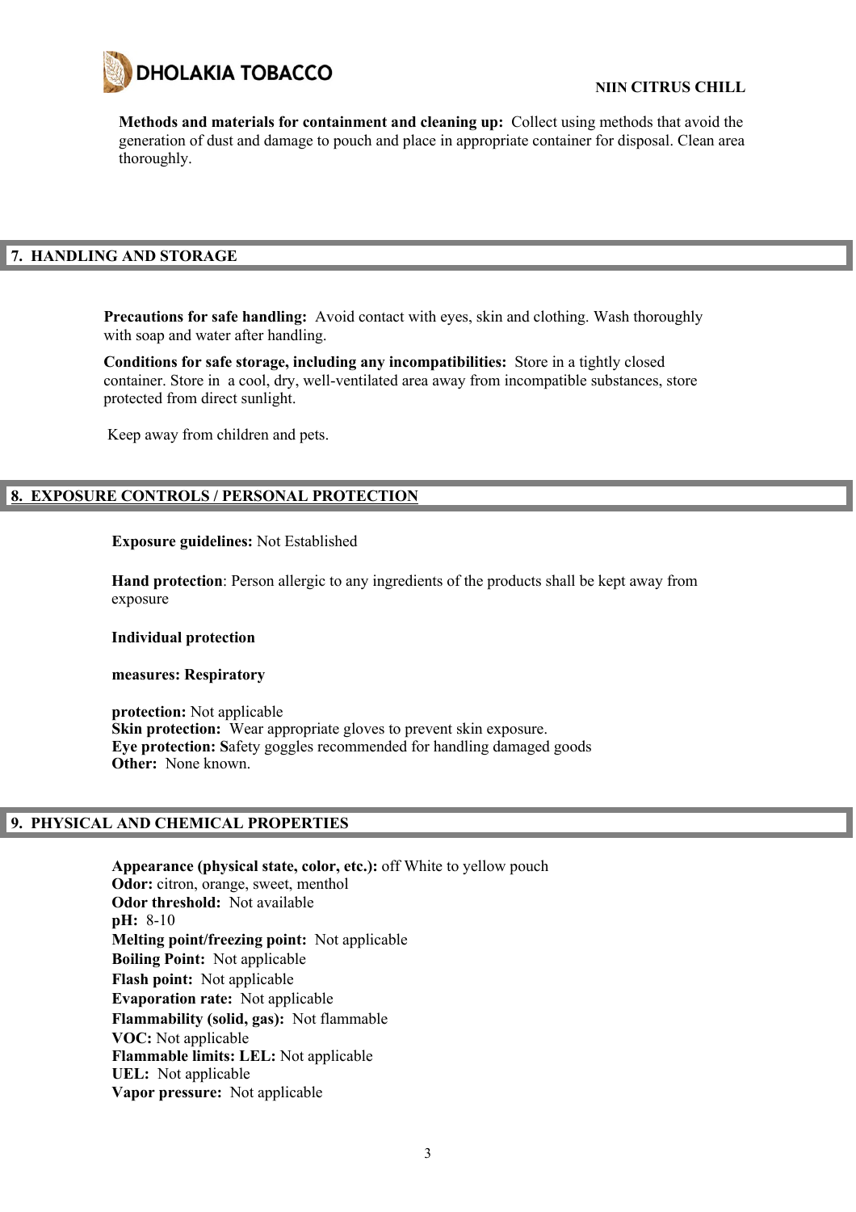**Methods and materials for containment and cleaning up:** Collect using methods that avoid the generation of dust and damage to pouch and place in appropriate container for disposal. Clean area thoroughly.

## 7. HANDLING AND STORAGE

**Precautions for safe handling:** Avoid contact with eyes, skin and clothing. Wash thoroughly with soap and water after handling.

**Conditions for safe storage, including any incompatibilities:** Store in a tightly closed container. Store in a cool, dry, well-ventilated area away from incompatible substances, store protected from direct sunlight.

Keep away from children and pets.

## 8. EXPOSURE CONTROLS / PERSONAL PROTECTION

**Exposure guidelines:** Not Established

**Hand protection**: Person allergic to any ingredients of the products shall be kept away from exposure

**Individual protection**

**measures: Respiratory**

**protection:** Not applicable
**Skin protection:** Wear appropriate gloves to prevent skin exposure.
**Eye protection: S**afety goggles recommended for handling damaged goods
**Other:** None known.

## 9. PHYSICAL AND CHEMICAL PROPERTIES

**Appearance (physical state, color, etc.):** off White to yellow pouch
**Odor:** citron, orange, sweet, menthol
**Odor threshold:** Not available
**pH:** 8-10
**Melting point/freezing point:** Not applicable
**Boiling Point:** Not applicable
**Flash point:** Not applicable
**Evaporation rate:** Not applicable
**Flammability (solid, gas):** Not flammable
**VOC:** Not applicable
**Flammable limits: LEL:** Not applicable
**UEL:** Not applicable
**Vapor pressure:** Not applicable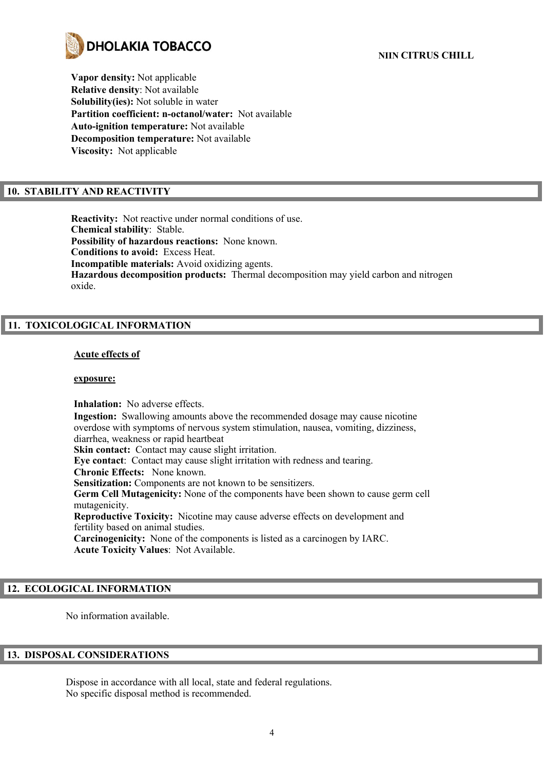**Vapor density:** Not applicable
**Relative density**: Not available
**Solubility(ies):** Not soluble in water
**Partition coefficient: n-octanol/water:** Not available
**Auto-ignition temperature:** Not available
**Decomposition temperature:** Not available
**Viscosity:** Not applicable

## 10. STABILITY AND REACTIVITY

**Reactivity:** Not reactive under normal conditions of use.
**Chemical stability**: Stable.
**Possibility of hazardous reactions:** None known.
**Conditions to avoid:** Excess Heat.
**Incompatible materials:** Avoid oxidizing agents.
**Hazardous decomposition products:** Thermal decomposition may yield carbon and nitrogen oxide.

## 11. TOXICOLOGICAL INFORMATION

**Acute effects of exposure:**

**Inhalation:** No adverse effects.
**Ingestion:** Swallowing amounts above the recommended dosage may cause nicotine overdose with symptoms of nervous system stimulation, nausea, vomiting, dizziness, diarrhea, weakness or rapid heartbeat
**Skin contact:** Contact may cause slight irritation.
**Eye contact**: Contact may cause slight irritation with redness and tearing.
**Chronic Effects:** None known.
**Sensitization:** Components are not known to be sensitizers.
**Germ Cell Mutagenicity:** None of the components have been shown to cause germ cell mutagenicity.
**Reproductive Toxicity:** Nicotine may cause adverse effects on development and fertility based on animal studies.
**Carcinogenicity:** None of the components is listed as a carcinogen by IARC.
**Acute Toxicity Values**: Not Available.

## 12. ECOLOGICAL INFORMATION

No information available.

## 13. DISPOSAL CONSIDERATIONS

Dispose in accordance with all local, state and federal regulations.
No specific disposal method is recommended.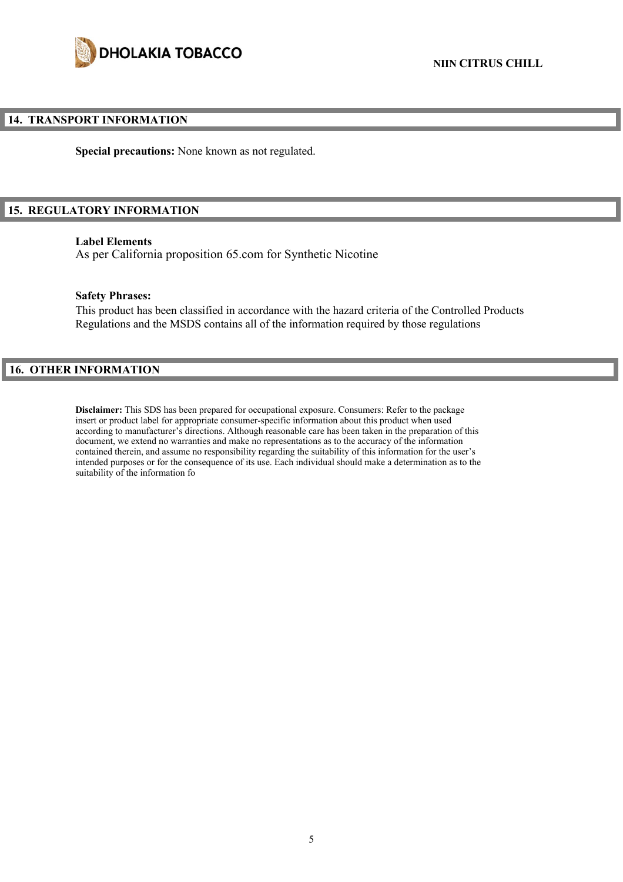## 14. TRANSPORT INFORMATION

**Special precautions:** None known as not regulated.

## 15. REGULATORY INFORMATION

**Label Elements**

As per California proposition 65.com for Synthetic Nicotine

**Safety Phrases:**

This product has been classified in accordance with the hazard criteria of the Controlled Products Regulations and the MSDS contains all of the information required by those regulations

## 16. OTHER INFORMATION

**Disclaimer:** This SDS has been prepared for occupational exposure. Consumers: Refer to the package insert or product label for appropriate consumer-specific information about this product when used according to manufacturer's directions. Although reasonable care has been taken in the preparation of this document, we extend no warranties and make no representations as to the accuracy of the information contained therein, and assume no responsibility regarding the suitability of this information for the user's intended purposes or for the consequence of its use. Each individual should make a determination as to the suitability of the information fo